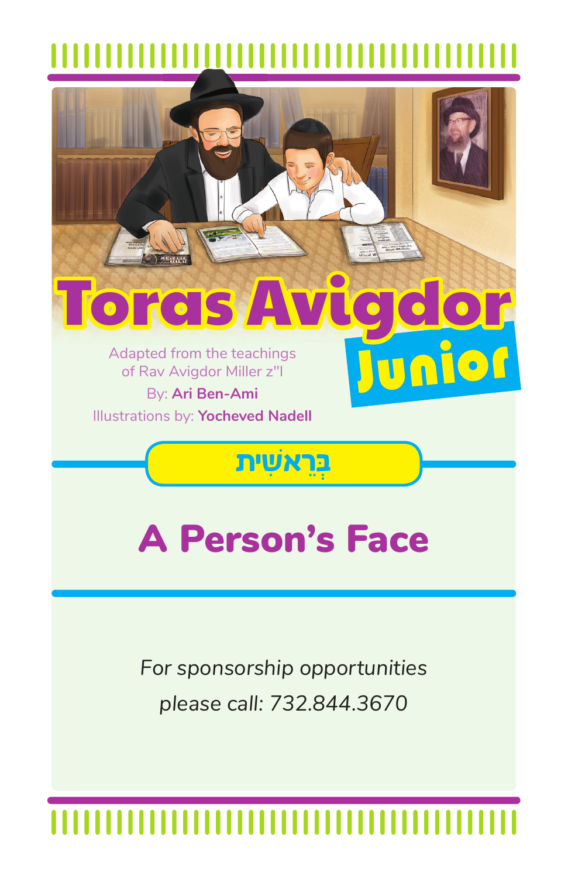# Toras Avigdor Junior

Adapted from the teachings of Rav Avigdor Miller z"l

By: **Ari Ben-Ami**

Illustrations by: **Yocheved Nadell**

## בְּרֵאשִׁית

# A Person's Face

*For sponsorship opportunities please call: 732.844.3670*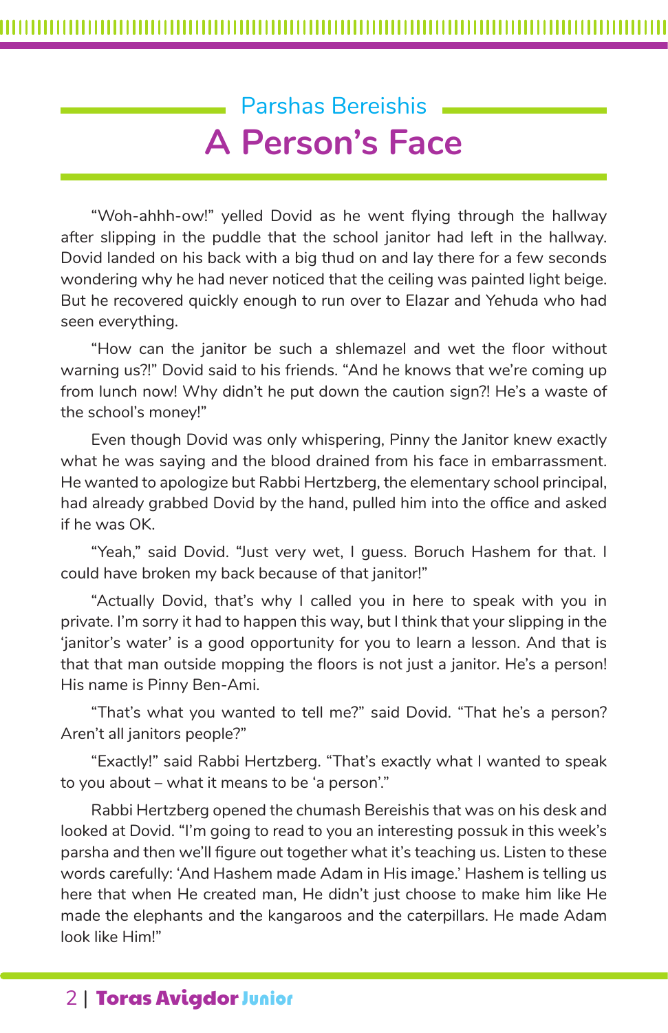## Parshas Bereishis

# A Person's Face

"Woh-ahhh-ow!" yelled Dovid as he went flying through the hallway after slipping in the puddle that the school janitor had left in the hallway. Dovid landed on his back with a big thud on and lay there for a few seconds wondering why he had never noticed that the ceiling was painted light beige. But he recovered quickly enough to run over to Elazar and Yehuda who had seen everything.

"How can the janitor be such a shlemazel and wet the floor without warning us?!" Dovid said to his friends. "And he knows that we're coming up from lunch now! Why didn't he put down the caution sign?! He's a waste of the school's money!"

Even though Dovid was only whispering, Pinny the Janitor knew exactly what he was saying and the blood drained from his face in embarrassment. He wanted to apologize but Rabbi Hertzberg, the elementary school principal, had already grabbed Dovid by the hand, pulled him into the office and asked if he was OK.

"Yeah," said Dovid. "Just very wet, I guess. Boruch Hashem for that. I could have broken my back because of that janitor!"

"Actually Dovid, that's why I called you in here to speak with you in private. I'm sorry it had to happen this way, but I think that your slipping in the 'janitor's water' is a good opportunity for you to learn a lesson. And that is that that man outside mopping the floors is not just a janitor. He's a person! His name is Pinny Ben-Ami.

"That's what you wanted to tell me?" said Dovid. "That he's a person? Aren't all janitors people?"

"Exactly!" said Rabbi Hertzberg. "That's exactly what I wanted to speak to you about – what it means to be 'a person'."

Rabbi Hertzberg opened the chumash Bereishis that was on his desk and looked at Dovid. "I'm going to read to you an interesting possuk in this week's parsha and then we'll figure out together what it's teaching us. Listen to these words carefully: 'And Hashem made Adam in His image.' Hashem is telling us here that when He created man, He didn't just choose to make him like He made the elephants and the kangaroos and the caterpillars. He made Adam look like Him!"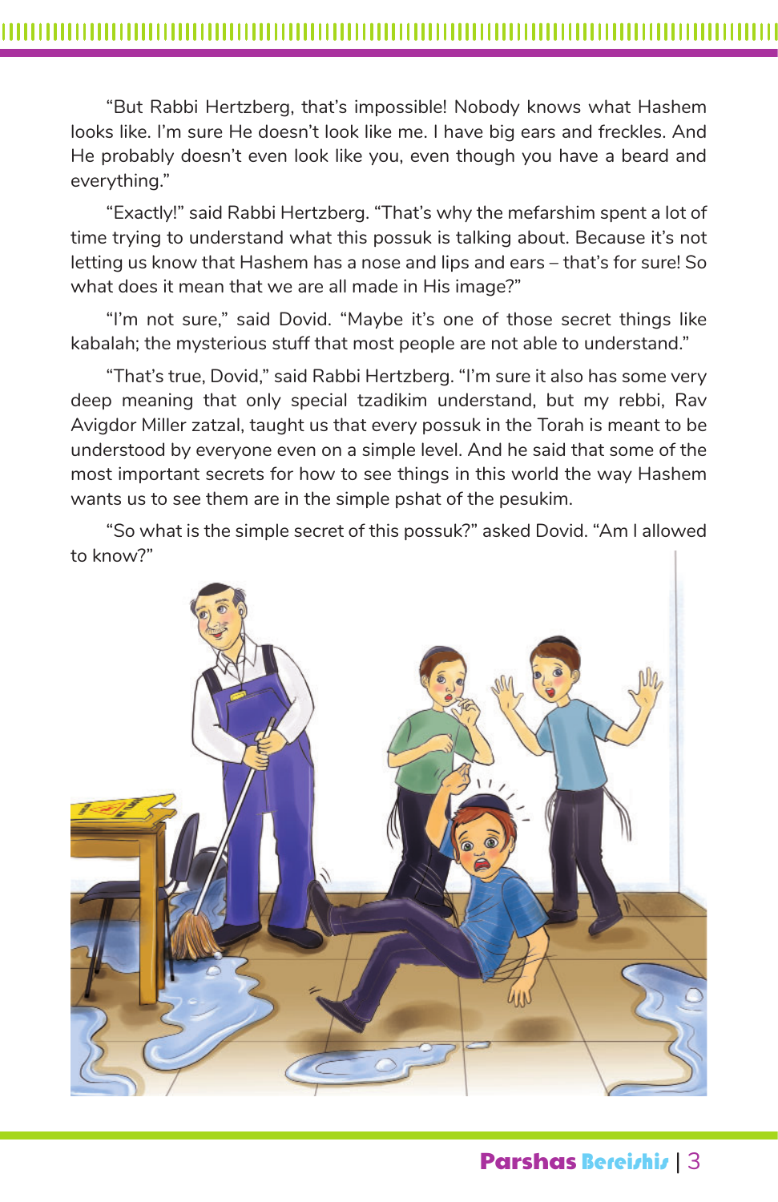"But Rabbi Hertzberg, that's impossible! Nobody knows what Hashem looks like. I'm sure He doesn't look like me. I have big ears and freckles. And He probably doesn't even look like you, even though you have a beard and everything."

"Exactly!" said Rabbi Hertzberg. "That's why the mefarshim spent a lot of time trying to understand what this possuk is talking about. Because it's not letting us know that Hashem has a nose and lips and ears – that's for sure! So what does it mean that we are all made in His image?"

"I'm not sure," said Dovid. "Maybe it's one of those secret things like kabalah; the mysterious stuff that most people are not able to understand."

"That's true, Dovid," said Rabbi Hertzberg. "I'm sure it also has some very deep meaning that only special tzadikim understand, but my rebbi, Rav Avigdor Miller zatzal, taught us that every possuk in the Torah is meant to be understood by everyone even on a simple level. And he said that some of the most important secrets for how to see things in this world the way Hashem wants us to see them are in the simple pshat of the pesukim.

"So what is the simple secret of this possuk?" asked Dovid. "Am I allowed to know?"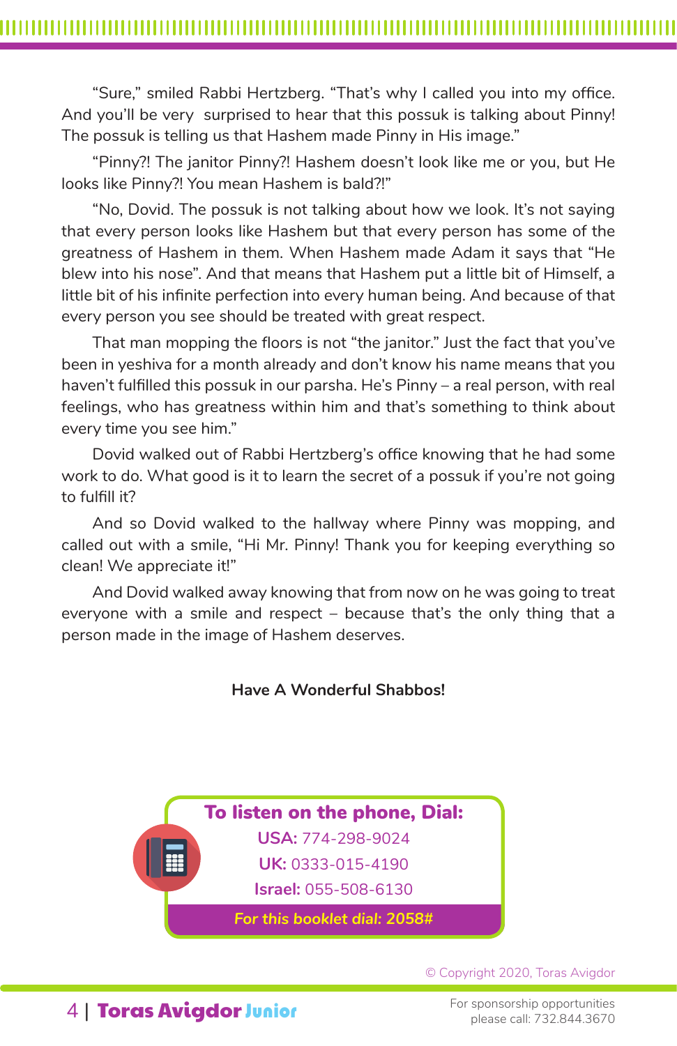"Sure," smiled Rabbi Hertzberg. "That's why I called you into my office. And you'll be very surprised to hear that this possuk is talking about Pinny! The possuk is telling us that Hashem made Pinny in His image."

"Pinny?! The janitor Pinny?! Hashem doesn't look like me or you, but He looks like Pinny?! You mean Hashem is bald?!"

"No, Dovid. The possuk is not talking about how we look. It's not saying that every person looks like Hashem but that every person has some of the greatness of Hashem in them. When Hashem made Adam it says that "He blew into his nose". And that means that Hashem put a little bit of Himself, a little bit of his infinite perfection into every human being. And because of that every person you see should be treated with great respect.

That man mopping the floors is not "the janitor." Just the fact that you've been in yeshiva for a month already and don't know his name means that you haven't fulfilled this possuk in our parsha. He's Pinny – a real person, with real feelings, who has greatness within him and that's something to think about every time you see him."

Dovid walked out of Rabbi Hertzberg's office knowing that he had some work to do. What good is it to learn the secret of a possuk if you're not going to fulfill it?

And so Dovid walked to the hallway where Pinny was mopping, and called out with a smile, "Hi Mr. Pinny! Thank you for keeping everything so clean! We appreciate it!"

And Dovid walked away knowing that from now on he was going to treat everyone with a smile and respect – because that's the only thing that a person made in the image of Hashem deserves.

**Have A Wonderful Shabbos!**

**To listen on the phone, Dial:**

**USA:** 774-298-9024

**UK:** 0333-015-4190

**Israel:** 055-508-6130

***For this booklet dial: 2058#***

© Copyright 2020, Toras Avigdor

For sponsorship opportunities please call: 732.844.3670